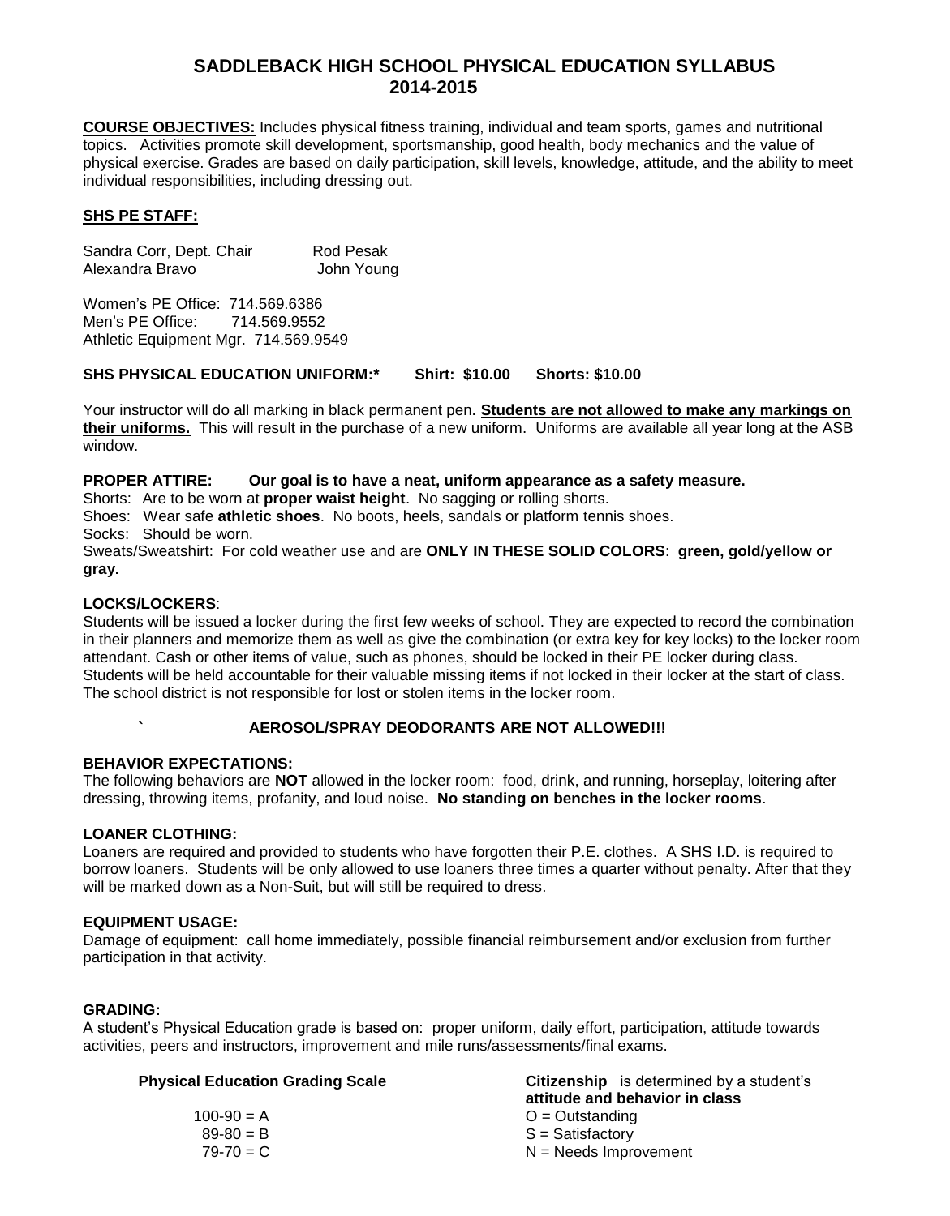# SADDLEBACK HIGH SCHOOL PHYSICAL EDUCATION SYLLABUS 2014-2015

**COURSE OBJECTIVES:** Includes physical fitness training, individual and team sports, games and nutritional topics. Activities promote skill development, sportsmanship, good health, body mechanics and the value of physical exercise. Grades are based on daily participation, skill levels, knowledge, attitude, and the ability to meet individual responsibilities, including dressing out.

**SHS PE STAFF:**

| | |
|---|---|
| Sandra Corr, Dept. Chair | Rod Pesak |
| Alexandra Bravo | John Young |

Women's PE Office: 714.569.6386
Men's PE Office: 714.569.9552
Athletic Equipment Mgr. 714.569.9549

**SHS PHYSICAL EDUCATION UNIFORM:*     Shirt: $10.00     Shorts: $10.00**

Your instructor will do all marking in black permanent pen. **Students are not allowed to make any markings on their uniforms.** This will result in the purchase of a new uniform. Uniforms are available all year long at the ASB window.

**PROPER ATTIRE:     Our goal is to have a neat, uniform appearance as a safety measure.**

Shorts: Are to be worn at **proper waist height**. No sagging or rolling shorts.
Shoes: Wear safe **athletic shoes**. No boots, heels, sandals or platform tennis shoes.
Socks: Should be worn.
Sweats/Sweatshirt: For cold weather use and are **ONLY IN THESE SOLID COLORS**: **green, gold/yellow or gray.**

**LOCKS/LOCKERS**:
Students will be issued a locker during the first few weeks of school. They are expected to record the combination in their planners and memorize them as well as give the combination (or extra key for key locks) to the locker room attendant. Cash or other items of value, such as phones, should be locked in their PE locker during class. Students will be held accountable for their valuable missing items if not locked in their locker at the start of class. The school district is not responsible for lost or stolen items in the locker room.

**AEROSOL/SPRAY DEODORANTS ARE NOT ALLOWED!!!**

**BEHAVIOR EXPECTATIONS:**
The following behaviors are **NOT** allowed in the locker room: food, drink, and running, horseplay, loitering after dressing, throwing items, profanity, and loud noise. **No standing on benches in the locker rooms**.

**LOANER CLOTHING:**
Loaners are required and provided to students who have forgotten their P.E. clothes. A SHS I.D. is required to borrow loaners. Students will be only allowed to use loaners three times a quarter without penalty. After that they will be marked down as a Non-Suit, but will still be required to dress.

**EQUIPMENT USAGE:**
Damage of equipment: call home immediately, possible financial reimbursement and/or exclusion from further participation in that activity.

**GRADING:**
A student's Physical Education grade is based on: proper uniform, daily effort, participation, attitude towards activities, peers and instructors, improvement and mile runs/assessments/final exams.

**Physical Education Grading Scale**

100-90 = A
89-80 = B
79-70 = C

**Citizenship** is determined by a student's **attitude and behavior in class**

O = Outstanding
S = Satisfactory
N = Needs Improvement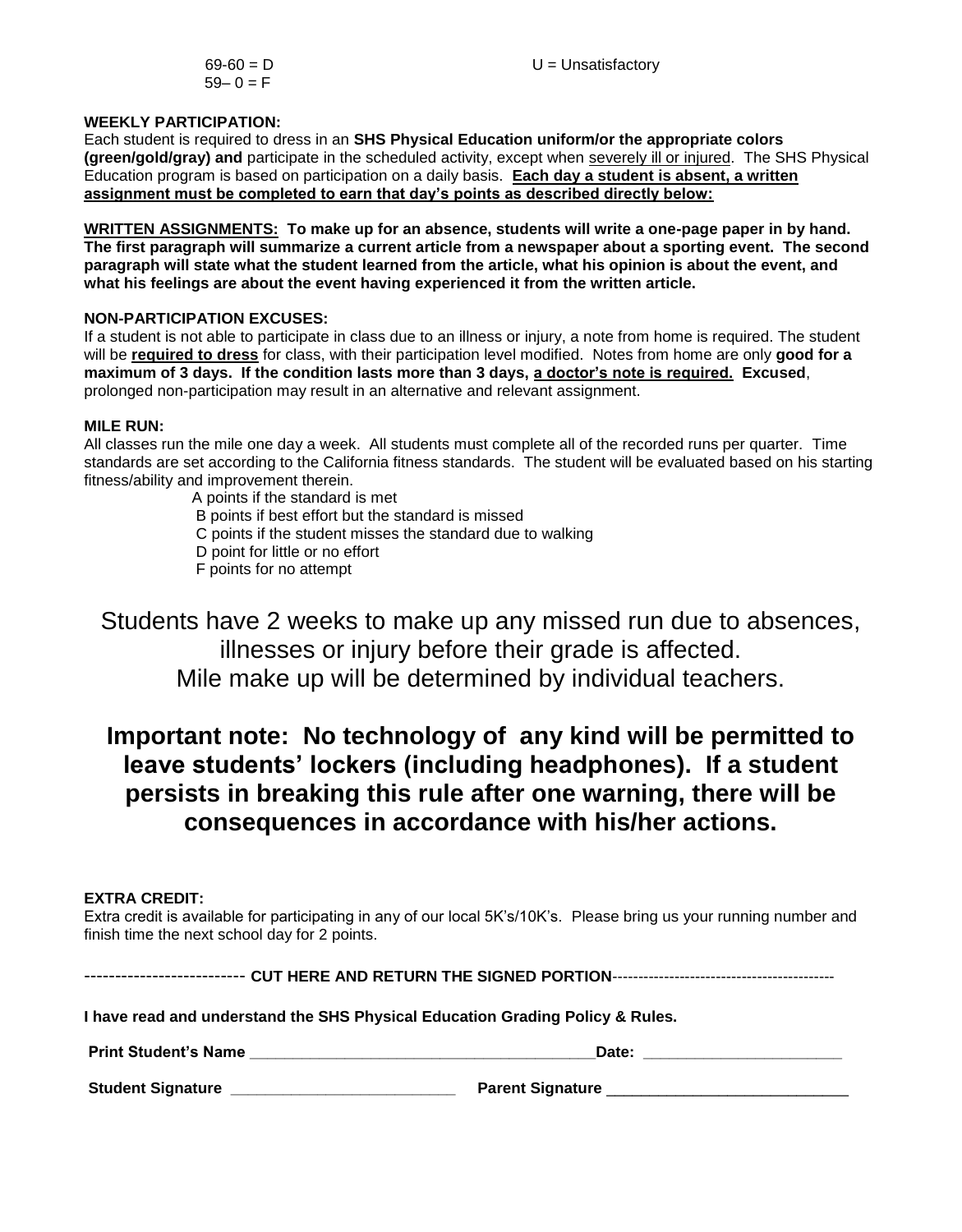69-60 = D U = Unsatisfactory

59– 0 = F

**WEEKLY PARTICIPATION:**

Each student is required to dress in an **SHS Physical Education uniform/or the appropriate colors (green/gold/gray) and** participate in the scheduled activity, except when severely ill or injured. The SHS Physical Education program is based on participation on a daily basis. **Each day a student is absent, a written assignment must be completed to earn that day's points as described directly below:**

**WRITTEN ASSIGNMENTS: To make up for an absence, students will write a one-page paper in by hand. The first paragraph will summarize a current article from a newspaper about a sporting event. The second paragraph will state what the student learned from the article, what his opinion is about the event, and what his feelings are about the event having experienced it from the written article.**

**NON-PARTICIPATION EXCUSES:**

If a student is not able to participate in class due to an illness or injury, a note from home is required. The student will be **required to dress** for class, with their participation level modified. Notes from home are only **good for a maximum of 3 days. If the condition lasts more than 3 days, a doctor's note is required. Excused**, prolonged non-participation may result in an alternative and relevant assignment.

**MILE RUN:**

All classes run the mile one day a week. All students must complete all of the recorded runs per quarter. Time standards are set according to the California fitness standards. The student will be evaluated based on his starting fitness/ability and improvement therein.

A points if the standard is met
B points if best effort but the standard is missed
C points if the student misses the standard due to walking
D point for little or no effort
F points for no attempt

Students have 2 weeks to make up any missed run due to absences, illnesses or injury before their grade is affected.
Mile make up will be determined by individual teachers.

**Important note: No technology of any kind will be permitted to leave students' lockers (including headphones). If a student persists in breaking this rule after one warning, there will be consequences in accordance with his/her actions.**

**EXTRA CREDIT:**

Extra credit is available for participating in any of our local 5K's/10K's. Please bring us your running number and finish time the next school day for 2 points.

-------------------------- **CUT HERE AND RETURN THE SIGNED PORTION**-------------------------------------------

**I have read and understand the SHS Physical Education Grading Policy & Rules.**

**Print Student's Name** ________________________________________ **Date:** _______________________

**Student Signature** __________________________ **Parent Signature** ____________________________